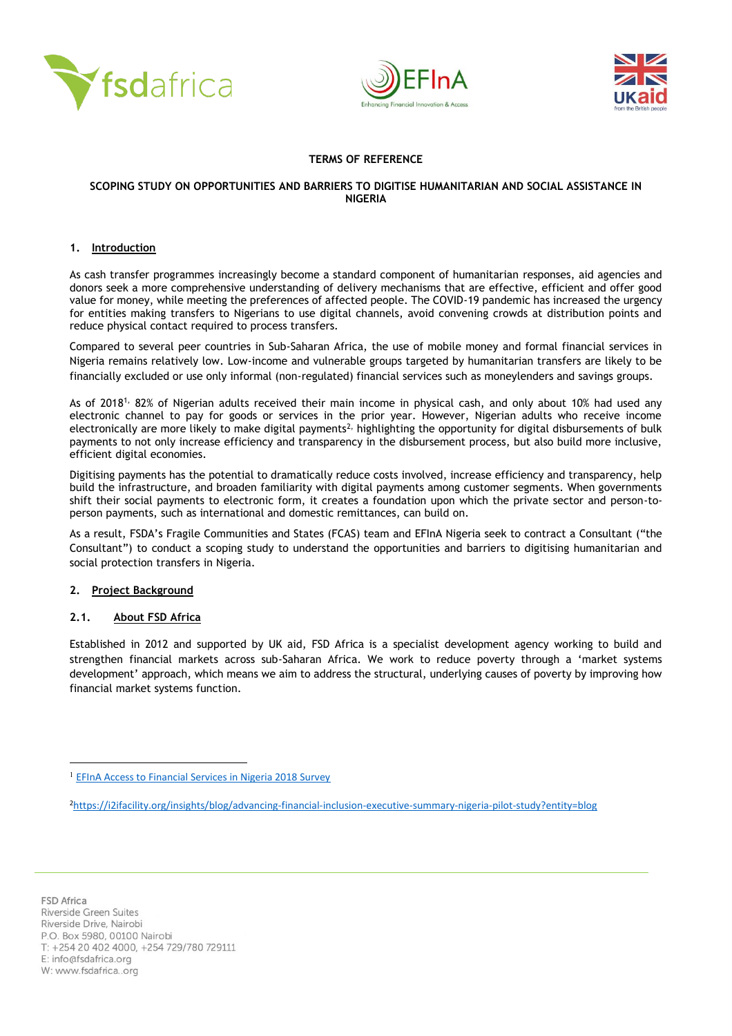**TERMS OF REFERENCE**

**SCOPING STUDY ON OPPORTUNITIES AND BARRIERS TO DIGITISE HUMANITARIAN AND SOCIAL ASSISTANCE IN NIGERIA**

## 1. Introduction

As cash transfer programmes increasingly become a standard component of humanitarian responses, aid agencies and donors seek a more comprehensive understanding of delivery mechanisms that are effective, efficient and offer good value for money, while meeting the preferences of affected people. The COVID-19 pandemic has increased the urgency for entities making transfers to Nigerians to use digital channels, avoid convening crowds at distribution points and reduce physical contact required to process transfers.

Compared to several peer countries in Sub-Saharan Africa, the use of mobile money and formal financial services in Nigeria remains relatively low. Low-income and vulnerable groups targeted by humanitarian transfers are likely to be financially excluded or use only informal (non-regulated) financial services such as moneylenders and savings groups.

As of 2018[1], 82% of Nigerian adults received their main income in physical cash, and only about 10% had used any electronic channel to pay for goods or services in the prior year. However, Nigerian adults who receive income electronically are more likely to make digital payments[2], highlighting the opportunity for digital disbursements of bulk payments to not only increase efficiency and transparency in the disbursement process, but also build more inclusive, efficient digital economies.

Digitising payments has the potential to dramatically reduce costs involved, increase efficiency and transparency, help build the infrastructure, and broaden familiarity with digital payments among customer segments. When governments shift their social payments to electronic form, it creates a foundation upon which the private sector and person-to-person payments, such as international and domestic remittances, can build on.

As a result, FSDA's Fragile Communities and States (FCAS) team and EFInA Nigeria seek to contract a Consultant ("the Consultant") to conduct a scoping study to understand the opportunities and barriers to digitising humanitarian and social protection transfers in Nigeria.

## 2. Project Background

### 2.1. About FSD Africa

Established in 2012 and supported by UK aid, FSD Africa is a specialist development agency working to build and strengthen financial markets across sub-Saharan Africa. We work to reduce poverty through a 'market systems development' approach, which means we aim to address the structural, underlying causes of poverty by improving how financial market systems function.

---

[1] EFInA Access to Financial Services in Nigeria 2018 Survey

[2] https://i2ifacility.org/insights/blog/advancing-financial-inclusion-executive-summary-nigeria-pilot-study?entity=blog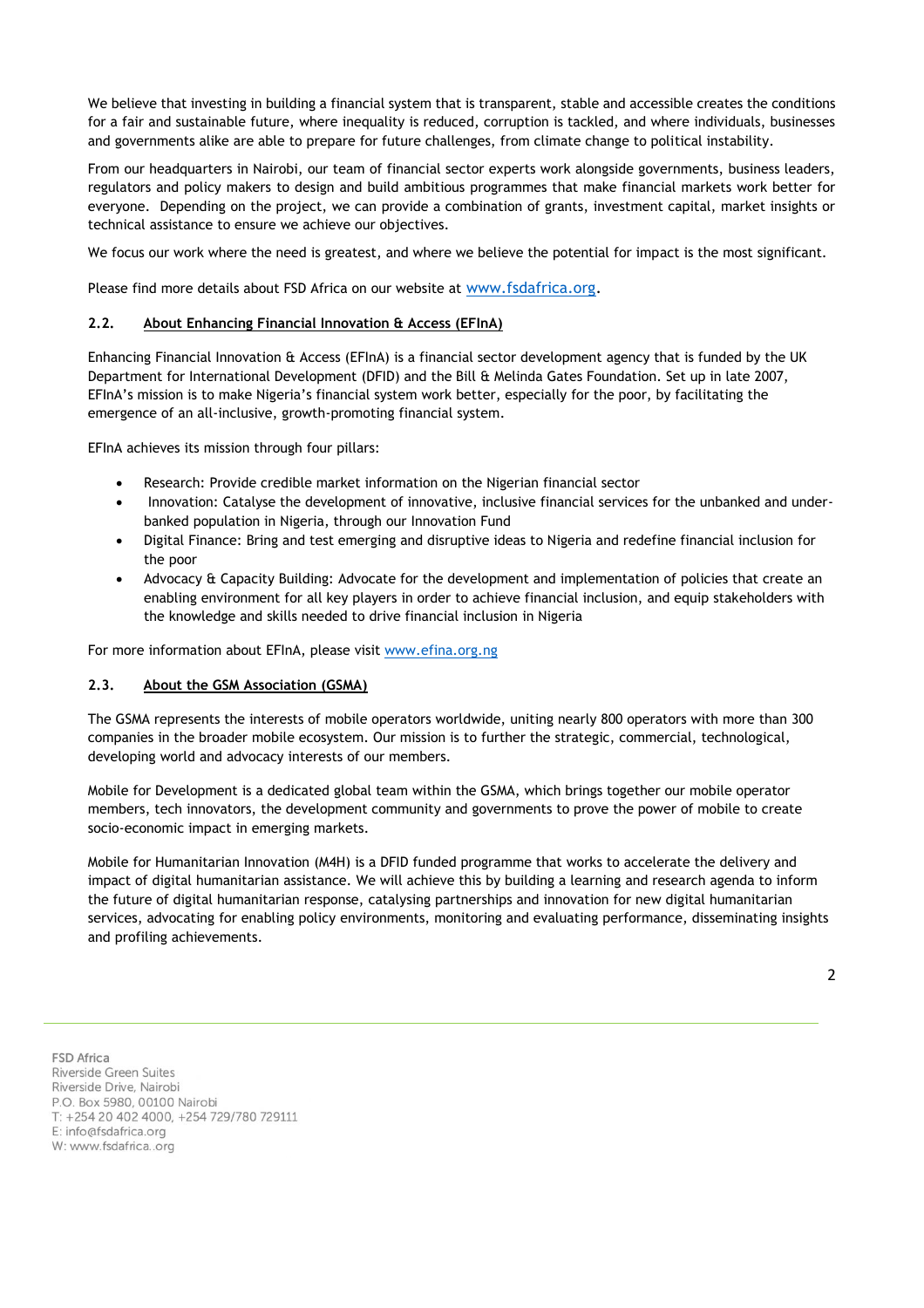We believe that investing in building a financial system that is transparent, stable and accessible creates the conditions for a fair and sustainable future, where inequality is reduced, corruption is tackled, and where individuals, businesses and governments alike are able to prepare for future challenges, from climate change to political instability.

From our headquarters in Nairobi, our team of financial sector experts work alongside governments, business leaders, regulators and policy makers to design and build ambitious programmes that make financial markets work better for everyone. Depending on the project, we can provide a combination of grants, investment capital, market insights or technical assistance to ensure we achieve our objectives.

We focus our work where the need is greatest, and where we believe the potential for impact is the most significant.

Please find more details about FSD Africa on our website at www.fsdafrica.org.

### 2.2. About Enhancing Financial Innovation & Access (EFInA)

Enhancing Financial Innovation & Access (EFInA) is a financial sector development agency that is funded by the UK Department for International Development (DFID) and the Bill & Melinda Gates Foundation. Set up in late 2007, EFInA's mission is to make Nigeria's financial system work better, especially for the poor, by facilitating the emergence of an all-inclusive, growth-promoting financial system.

EFInA achieves its mission through four pillars:

- Research: Provide credible market information on the Nigerian financial sector
- Innovation: Catalyse the development of innovative, inclusive financial services for the unbanked and under-banked population in Nigeria, through our Innovation Fund
- Digital Finance: Bring and test emerging and disruptive ideas to Nigeria and redefine financial inclusion for the poor
- Advocacy & Capacity Building: Advocate for the development and implementation of policies that create an enabling environment for all key players in order to achieve financial inclusion, and equip stakeholders with the knowledge and skills needed to drive financial inclusion in Nigeria

For more information about EFInA, please visit www.efina.org.ng

### 2.3. About the GSM Association (GSMA)

The GSMA represents the interests of mobile operators worldwide, uniting nearly 800 operators with more than 300 companies in the broader mobile ecosystem. Our mission is to further the strategic, commercial, technological, developing world and advocacy interests of our members.

Mobile for Development is a dedicated global team within the GSMA, which brings together our mobile operator members, tech innovators, the development community and governments to prove the power of mobile to create socio-economic impact in emerging markets.

Mobile for Humanitarian Innovation (M4H) is a DFID funded programme that works to accelerate the delivery and impact of digital humanitarian assistance. We will achieve this by building a learning and research agenda to inform the future of digital humanitarian response, catalysing partnerships and innovation for new digital humanitarian services, advocating for enabling policy environments, monitoring and evaluating performance, disseminating insights and profiling achievements.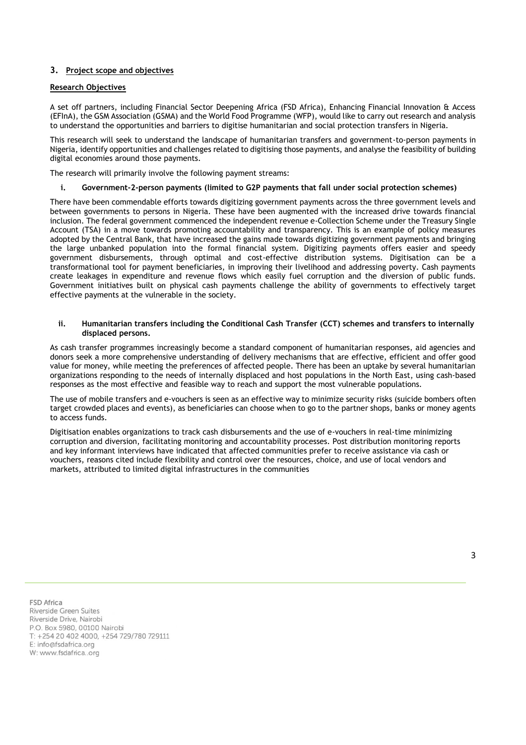## 3. Project scope and objectives

### Research Objectives

A set off partners, including Financial Sector Deepening Africa (FSD Africa), Enhancing Financial Innovation & Access (EFInA), the GSM Association (GSMA) and the World Food Programme (WFP), would like to carry out research and analysis to understand the opportunities and barriers to digitise humanitarian and social protection transfers in Nigeria.

This research will seek to understand the landscape of humanitarian transfers and government-to-person payments in Nigeria, identify opportunities and challenges related to digitising those payments, and analyse the feasibility of building digital economies around those payments.

The research will primarily involve the following payment streams:

**i. Government-2-person payments (limited to G2P payments that fall under social protection schemes)**

There have been commendable efforts towards digitizing government payments across the three government levels and between governments to persons in Nigeria. These have been augmented with the increased drive towards financial inclusion. The federal government commenced the independent revenue e-Collection Scheme under the Treasury Single Account (TSA) in a move towards promoting accountability and transparency. This is an example of policy measures adopted by the Central Bank, that have increased the gains made towards digitizing government payments and bringing the large unbanked population into the formal financial system. Digitizing payments offers easier and speedy government disbursements, through optimal and cost-effective distribution systems. Digitisation can be a transformational tool for payment beneficiaries, in improving their livelihood and addressing poverty. Cash payments create leakages in expenditure and revenue flows which easily fuel corruption and the diversion of public funds. Government initiatives built on physical cash payments challenge the ability of governments to effectively target effective payments at the vulnerable in the society.

**ii. Humanitarian transfers including the Conditional Cash Transfer (CCT) schemes and transfers to internally displaced persons.**

As cash transfer programmes increasingly become a standard component of humanitarian responses, aid agencies and donors seek a more comprehensive understanding of delivery mechanisms that are effective, efficient and offer good value for money, while meeting the preferences of affected people. There has been an uptake by several humanitarian organizations responding to the needs of internally displaced and host populations in the North East, using cash-based responses as the most effective and feasible way to reach and support the most vulnerable populations.

The use of mobile transfers and e-vouchers is seen as an effective way to minimize security risks (suicide bombers often target crowded places and events), as beneficiaries can choose when to go to the partner shops, banks or money agents to access funds.

Digitisation enables organizations to track cash disbursements and the use of e-vouchers in real-time minimizing corruption and diversion, facilitating monitoring and accountability processes. Post distribution monitoring reports and key informant interviews have indicated that affected communities prefer to receive assistance via cash or vouchers, reasons cited include flexibility and control over the resources, choice, and use of local vendors and markets, attributed to limited digital infrastructures in the communities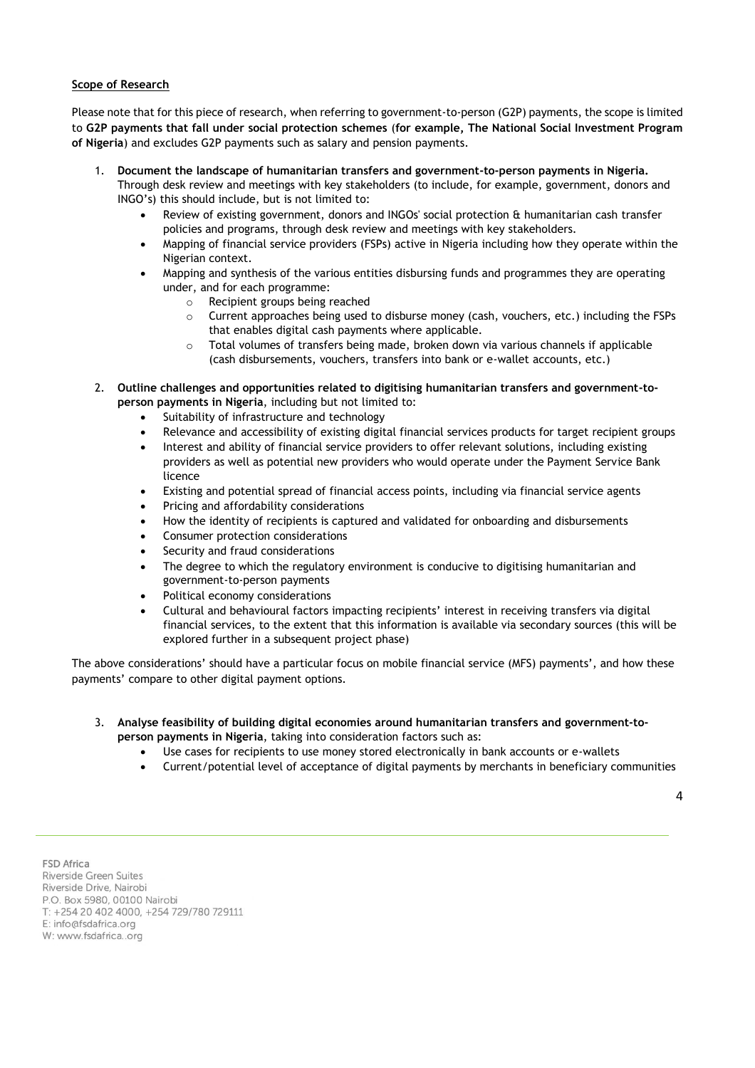**Scope of Research**

Please note that for this piece of research, when referring to government-to-person (G2P) payments, the scope is limited to **G2P payments that fall under social protection schemes** (**for example, The National Social Investment Program of Nigeria**) and excludes G2P payments such as salary and pension payments.

1. **Document the landscape of humanitarian transfers and government-to-person payments in Nigeria.** Through desk review and meetings with key stakeholders (to include, for example, government, donors and INGO's) this should include, but is not limited to:
    - Review of existing government, donors and INGOs' social protection & humanitarian cash transfer policies and programs, through desk review and meetings with key stakeholders.
    - Mapping of financial service providers (FSPs) active in Nigeria including how they operate within the Nigerian context.
    - Mapping and synthesis of the various entities disbursing funds and programmes they are operating under, and for each programme:
        - Recipient groups being reached
        - Current approaches being used to disburse money (cash, vouchers, etc.) including the FSPs that enables digital cash payments where applicable.
        - Total volumes of transfers being made, broken down via various channels if applicable (cash disbursements, vouchers, transfers into bank or e-wallet accounts, etc.)

2. **Outline challenges and opportunities related to digitising humanitarian transfers and government-to-person payments in Nigeria**, including but not limited to:
    - Suitability of infrastructure and technology
    - Relevance and accessibility of existing digital financial services products for target recipient groups
    - Interest and ability of financial service providers to offer relevant solutions, including existing providers as well as potential new providers who would operate under the Payment Service Bank licence
    - Existing and potential spread of financial access points, including via financial service agents
    - Pricing and affordability considerations
    - How the identity of recipients is captured and validated for onboarding and disbursements
    - Consumer protection considerations
    - Security and fraud considerations
    - The degree to which the regulatory environment is conducive to digitising humanitarian and government-to-person payments
    - Political economy considerations
    - Cultural and behavioural factors impacting recipients' interest in receiving transfers via digital financial services, to the extent that this information is available via secondary sources (this will be explored further in a subsequent project phase)

The above considerations' should have a particular focus on mobile financial service (MFS) payments', and how these payments' compare to other digital payment options.

3. **Analyse feasibility of building digital economies around humanitarian transfers and government-to-person payments in Nigeria**, taking into consideration factors such as:
    - Use cases for recipients to use money stored electronically in bank accounts or e-wallets
    - Current/potential level of acceptance of digital payments by merchants in beneficiary communities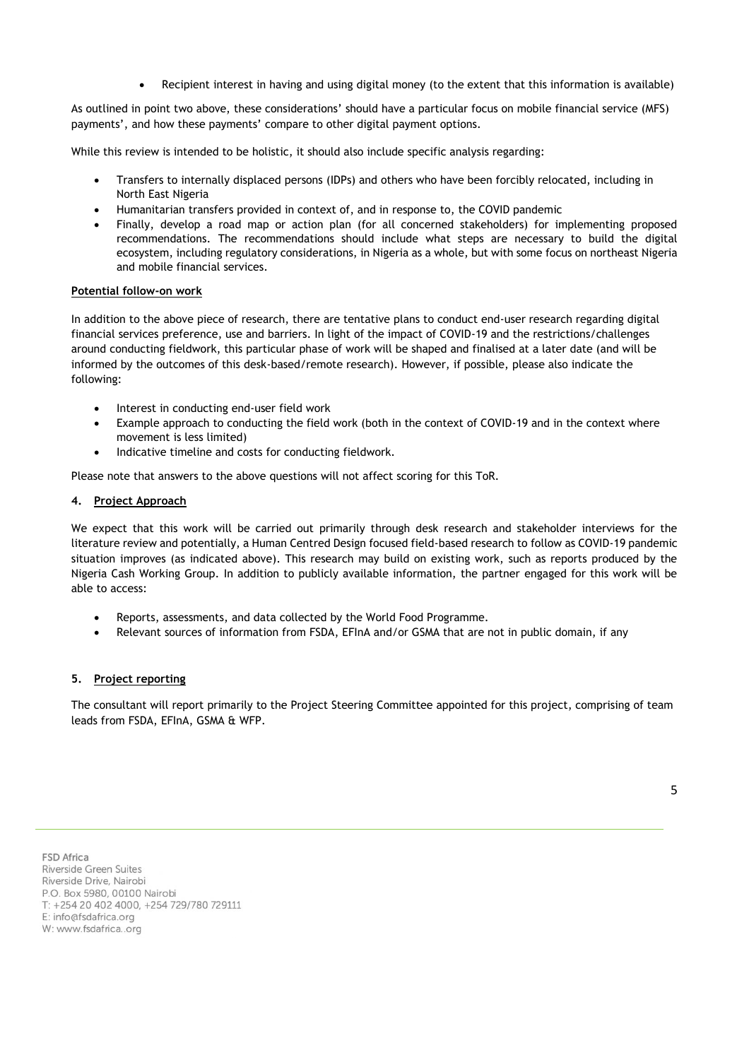- Recipient interest in having and using digital money (to the extent that this information is available)

As outlined in point two above, these considerations' should have a particular focus on mobile financial service (MFS) payments', and how these payments' compare to other digital payment options.

While this review is intended to be holistic, it should also include specific analysis regarding:

- Transfers to internally displaced persons (IDPs) and others who have been forcibly relocated, including in North East Nigeria
- Humanitarian transfers provided in context of, and in response to, the COVID pandemic
- Finally, develop a road map or action plan (for all concerned stakeholders) for implementing proposed recommendations. The recommendations should include what steps are necessary to build the digital ecosystem, including regulatory considerations, in Nigeria as a whole, but with some focus on northeast Nigeria and mobile financial services.

**Potential follow-on work**

In addition to the above piece of research, there are tentative plans to conduct end-user research regarding digital financial services preference, use and barriers. In light of the impact of COVID-19 and the restrictions/challenges around conducting fieldwork, this particular phase of work will be shaped and finalised at a later date (and will be informed by the outcomes of this desk-based/remote research). However, if possible, please also indicate the following:

- Interest in conducting end-user field work
- Example approach to conducting the field work (both in the context of COVID-19 and in the context where movement is less limited)
- Indicative timeline and costs for conducting fieldwork.

Please note that answers to the above questions will not affect scoring for this ToR.

## 4. Project Approach

We expect that this work will be carried out primarily through desk research and stakeholder interviews for the literature review and potentially, a Human Centred Design focused field-based research to follow as COVID-19 pandemic situation improves (as indicated above). This research may build on existing work, such as reports produced by the Nigeria Cash Working Group. In addition to publicly available information, the partner engaged for this work will be able to access:

- Reports, assessments, and data collected by the World Food Programme.
- Relevant sources of information from FSDA, EFInA and/or GSMA that are not in public domain, if any

## 5. Project reporting

The consultant will report primarily to the Project Steering Committee appointed for this project, comprising of team leads from FSDA, EFInA, GSMA & WFP.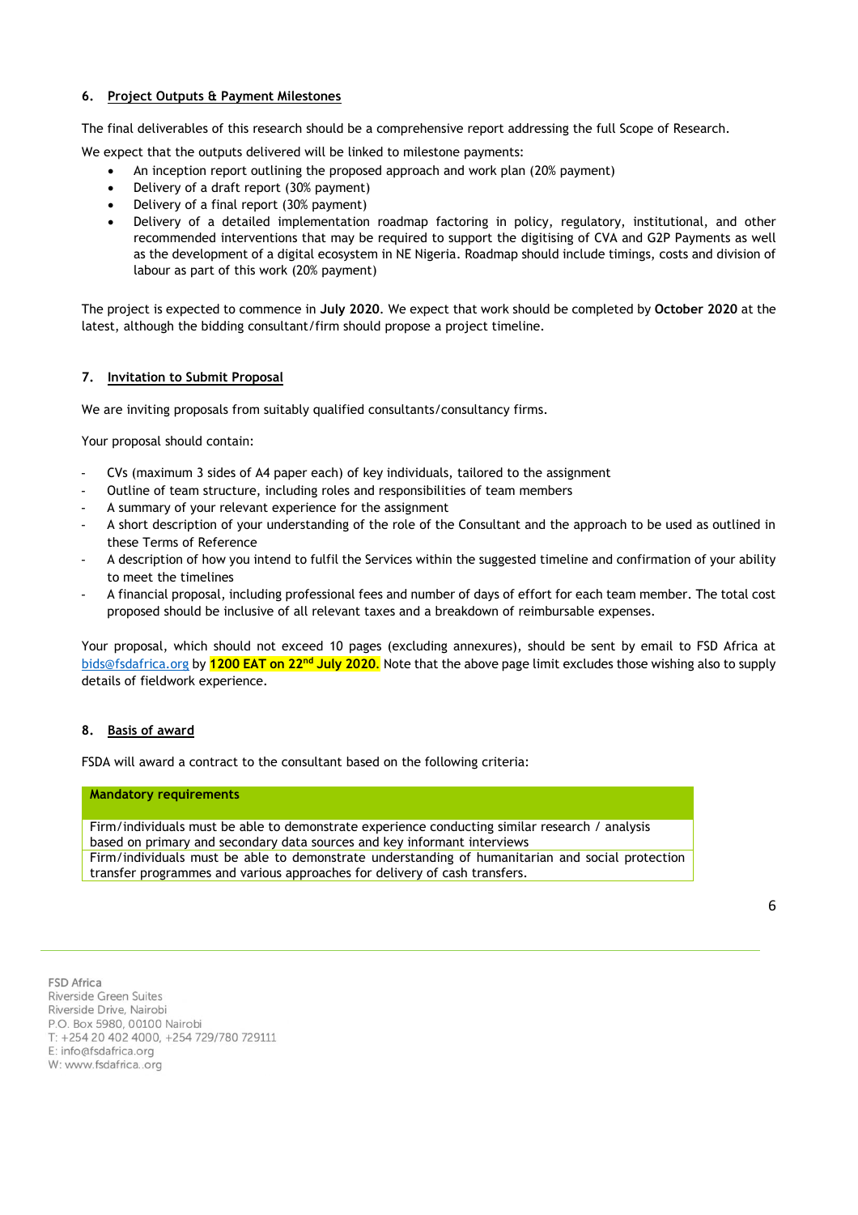## 6. Project Outputs & Payment Milestones

The final deliverables of this research should be a comprehensive report addressing the full Scope of Research.

We expect that the outputs delivered will be linked to milestone payments:

- An inception report outlining the proposed approach and work plan (20% payment)
- Delivery of a draft report (30% payment)
- Delivery of a final report (30% payment)
- Delivery of a detailed implementation roadmap factoring in policy, regulatory, institutional, and other recommended interventions that may be required to support the digitising of CVA and G2P Payments as well as the development of a digital ecosystem in NE Nigeria. Roadmap should include timings, costs and division of labour as part of this work (20% payment)

The project is expected to commence in **July 2020**. We expect that work should be completed by **October 2020** at the latest, although the bidding consultant/firm should propose a project timeline.

## 7. Invitation to Submit Proposal

We are inviting proposals from suitably qualified consultants/consultancy firms.

Your proposal should contain:

- CVs (maximum 3 sides of A4 paper each) of key individuals, tailored to the assignment
- Outline of team structure, including roles and responsibilities of team members
- A summary of your relevant experience for the assignment
- A short description of your understanding of the role of the Consultant and the approach to be used as outlined in these Terms of Reference
- A description of how you intend to fulfil the Services within the suggested timeline and confirmation of your ability to meet the timelines
- A financial proposal, including professional fees and number of days of effort for each team member. The total cost proposed should be inclusive of all relevant taxes and a breakdown of reimbursable expenses.

Your proposal, which should not exceed 10 pages (excluding annexures), should be sent by email to FSD Africa at bids@fsdafrica.org by **1200 EAT on 22nd July 2020.** Note that the above page limit excludes those wishing also to supply details of fieldwork experience.

## 8. Basis of award

FSDA will award a contract to the consultant based on the following criteria:

| Mandatory requirements |
|---|
| Firm/individuals must be able to demonstrate experience conducting similar research / analysis based on primary and secondary data sources and key informant interviews |
| Firm/individuals must be able to demonstrate understanding of humanitarian and social protection transfer programmes and various approaches for delivery of cash transfers. |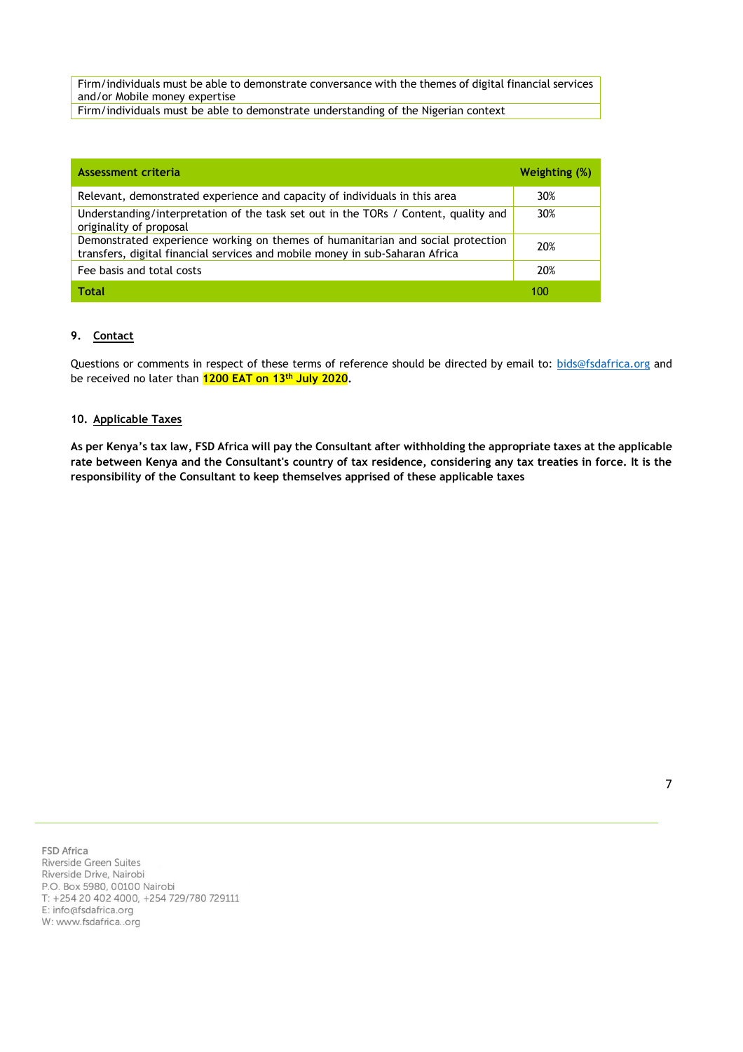| |
|---|
| Firm/individuals must be able to demonstrate conversance with the themes of digital financial services and/or Mobile money expertise |
| Firm/individuals must be able to demonstrate understanding of the Nigerian context |

| Assessment criteria | Weighting (%) |
|---|---|
| Relevant, demonstrated experience and capacity of individuals in this area | 30% |
| Understanding/interpretation of the task set out in the TORs / Content, quality and originality of proposal | 30% |
| Demonstrated experience working on themes of humanitarian and social protection transfers, digital financial services and mobile money in sub-Saharan Africa | 20% |
| Fee basis and total costs | 20% |
| **Total** | 100 |

## 9. Contact

Questions or comments in respect of these terms of reference should be directed by email to: bids@fsdafrica.org and be received no later than **1200 EAT on 13th July 2020**.

## 10. Applicable Taxes

**As per Kenya's tax law, FSD Africa will pay the Consultant after withholding the appropriate taxes at the applicable rate between Kenya and the Consultant's country of tax residence, considering any tax treaties in force. It is the responsibility of the Consultant to keep themselves apprised of these applicable taxes**

FSD Africa
Riverside Green Suites
Riverside Drive, Nairobi
P.O. Box 5980, 00100 Nairobi
T: +254 20 402 4000, +254 729/780 729111
E: info@fsdafrica.org
W: www.fsdafrica..org